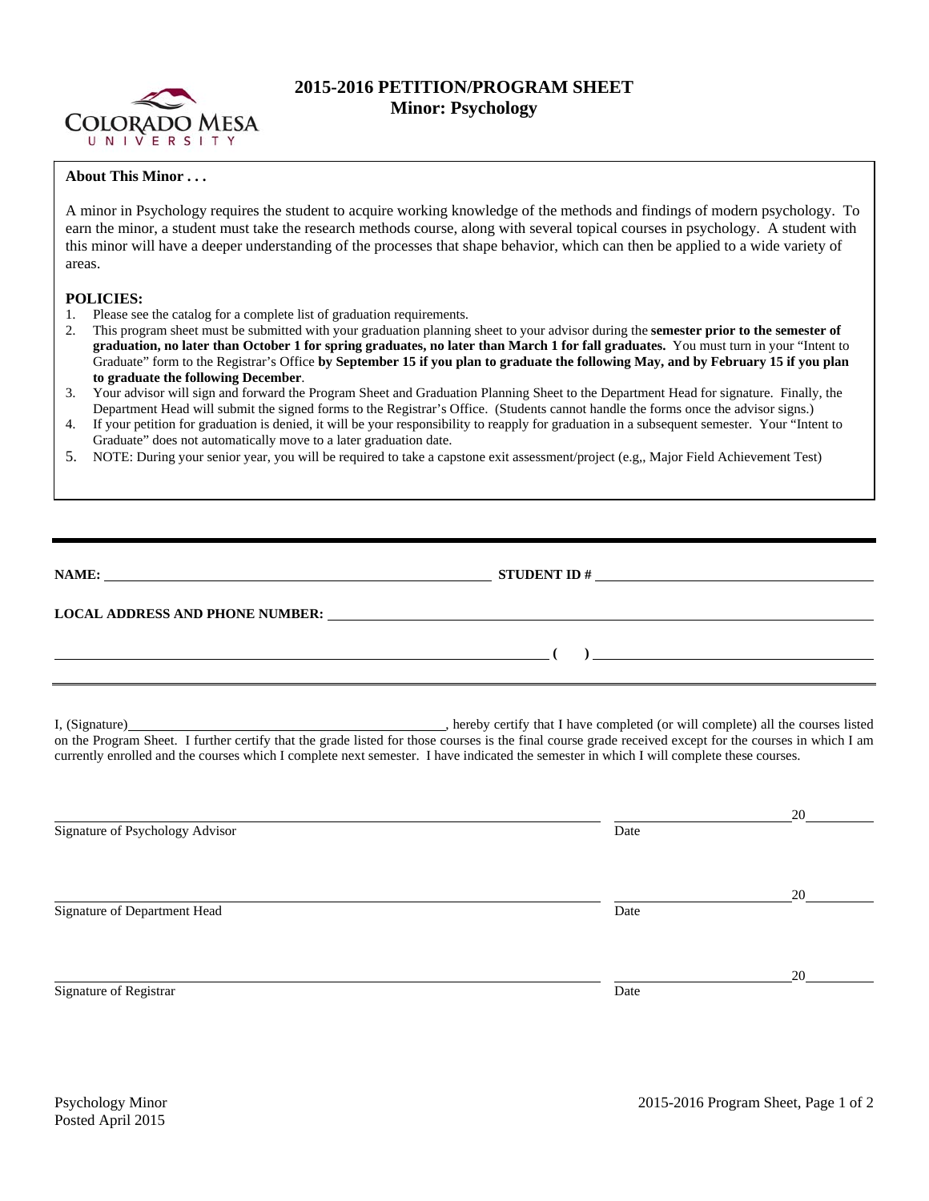# 2015-2016 PETITION/PROGRAM SHEET
## Minor: Psychology

**About This Minor . . .**

A minor in Psychology requires the student to acquire working knowledge of the methods and findings of modern psychology. To earn the minor, a student must take the research methods course, along with several topical courses in psychology. A student with this minor will have a deeper understanding of the processes that shape behavior, which can then be applied to a wide variety of areas.

**POLICIES:**

1. Please see the catalog for a complete list of graduation requirements.
2. This program sheet must be submitted with your graduation planning sheet to your advisor during the **semester prior to the semester of graduation, no later than October 1 for spring graduates, no later than March 1 for fall graduates.** You must turn in your "Intent to Graduate" form to the Registrar's Office **by September 15 if you plan to graduate the following May, and by February 15 if you plan to graduate the following December**.
3. Your advisor will sign and forward the Program Sheet and Graduation Planning Sheet to the Department Head for signature. Finally, the Department Head will submit the signed forms to the Registrar's Office. (Students cannot handle the forms once the advisor signs.)
4. If your petition for graduation is denied, it will be your responsibility to reapply for graduation in a subsequent semester. Your "Intent to Graduate" does not automatically move to a later graduation date.
5. NOTE: During your senior year, you will be required to take a capstone exit assessment/project (e.g,, Major Field Achievement Test)

---

**NAME:** ______________________________ **STUDENT ID #** ______________________________

**LOCAL ADDRESS AND PHONE NUMBER:** ______________________________

______________________________ **( )** ______________________________

---

I, (Signature)______________________________, hereby certify that I have completed (or will complete) all the courses listed on the Program Sheet. I further certify that the grade listed for those courses is the final course grade received except for the courses in which I am currently enrolled and the courses which I complete next semester. I have indicated the semester in which I will complete these courses.

______________________________ ______________________20______
Signature of Psychology Advisor Date

______________________________ ______________________20______
Signature of Department Head Date

______________________________ ______________________20______
Signature of Registrar Date

Psychology Minor
Posted April 2015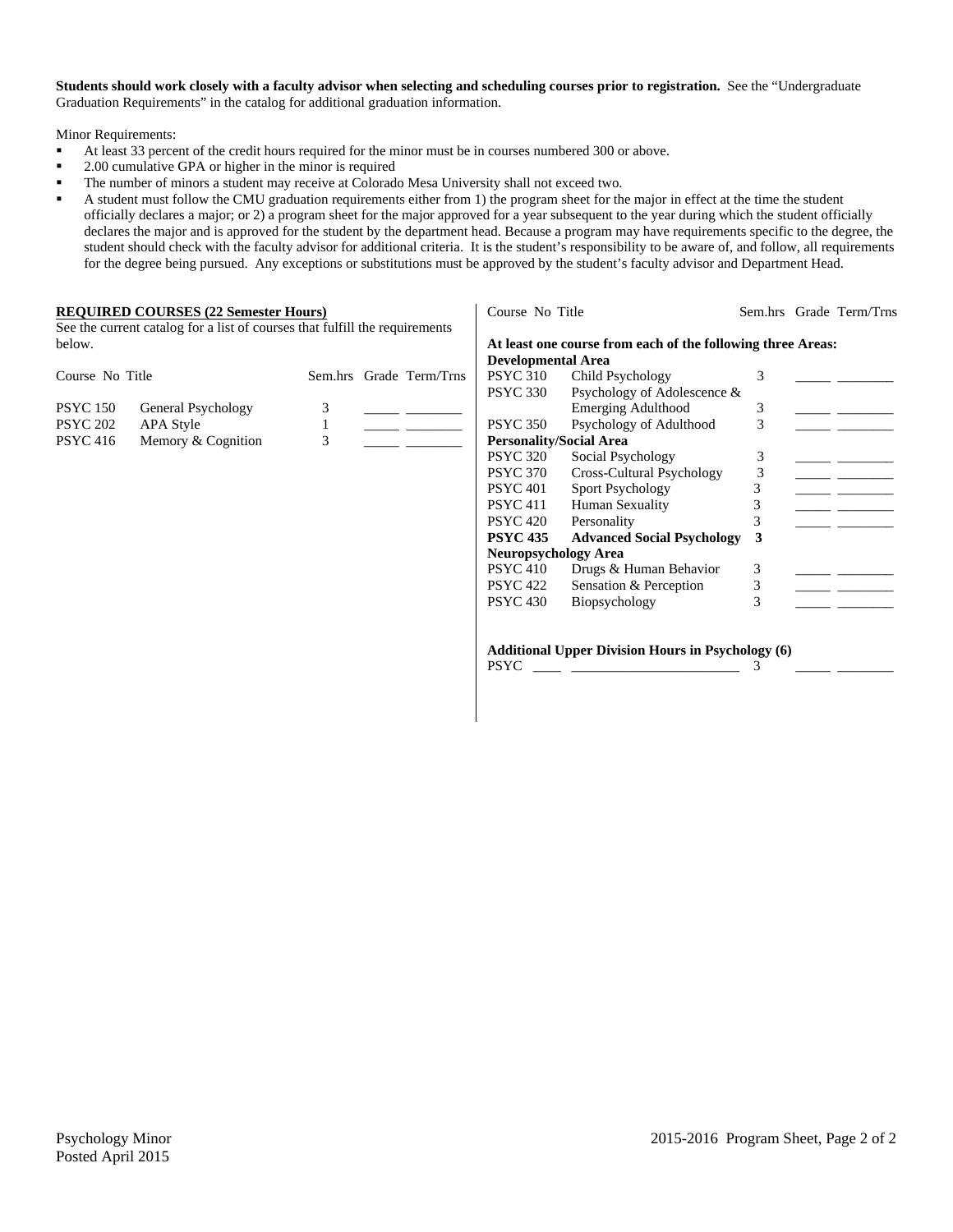**Students should work closely with a faculty advisor when selecting and scheduling courses prior to registration.** See the "Undergraduate Graduation Requirements" in the catalog for additional graduation information.

Minor Requirements:

- At least 33 percent of the credit hours required for the minor must be in courses numbered 300 or above.
- 2.00 cumulative GPA or higher in the minor is required
- The number of minors a student may receive at Colorado Mesa University shall not exceed two.
- A student must follow the CMU graduation requirements either from 1) the program sheet for the major in effect at the time the student officially declares a major; or 2) a program sheet for the major approved for a year subsequent to the year during which the student officially declares the major and is approved for the student by the department head. Because a program may have requirements specific to the degree, the student should check with the faculty advisor for additional criteria. It is the student's responsibility to be aware of, and follow, all requirements for the degree being pursued. Any exceptions or substitutions must be approved by the student's faculty advisor and Department Head.

**REQUIRED COURSES (22 Semester Hours)**

See the current catalog for a list of courses that fulfill the requirements below.

| Course No | Title | Sem.hrs | Grade | Term/Trns |
|---|---|---|---|---|
| PSYC 150 | General Psychology | 3 | _____ | ________ |
| PSYC 202 | APA Style | 1 | _____ | ________ |
| PSYC 416 | Memory & Cognition | 3 | _____ | ________ |

**At least one course from each of the following three Areas:**

| Course No | Title | Sem.hrs | Grade | Term/Trns |
|---|---|---|---|---|
| **Developmental Area** | | | | |
| PSYC 310 | Child Psychology | 3 | _____ | ________ |
| PSYC 330 | Psychology of Adolescence & Emerging Adulthood | 3 | _____ | ________ |
| PSYC 350 | Psychology of Adulthood | 3 | _____ | ________ |
| **Personality/Social Area** | | | | |
| PSYC 320 | Social Psychology | 3 | _____ | ________ |
| PSYC 370 | Cross-Cultural Psychology | 3 | _____ | ________ |
| PSYC 401 | Sport Psychology | 3 | _____ | ________ |
| PSYC 411 | Human Sexuality | 3 | _____ | ________ |
| PSYC 420 | Personality | 3 | _____ | ________ |
| **PSYC 435** | **Advanced Social Psychology** | **3** | | |
| **Neuropsychology Area** | | | | |
| PSYC 410 | Drugs & Human Behavior | 3 | _____ | ________ |
| PSYC 422 | Sensation & Perception | 3 | _____ | ________ |
| PSYC 430 | Biopsychology | 3 | _____ | ________ |

**Additional Upper Division Hours in Psychology (6)**

| Course No | Title | Sem.hrs | Grade | Term/Trns |
|---|---|---|---|---|
| PSYC ____ | ________________________ | 3 | _____ | ________ |

Psychology Minor
Posted April 2015

2015-2016 Program Sheet, Page 2 of 2